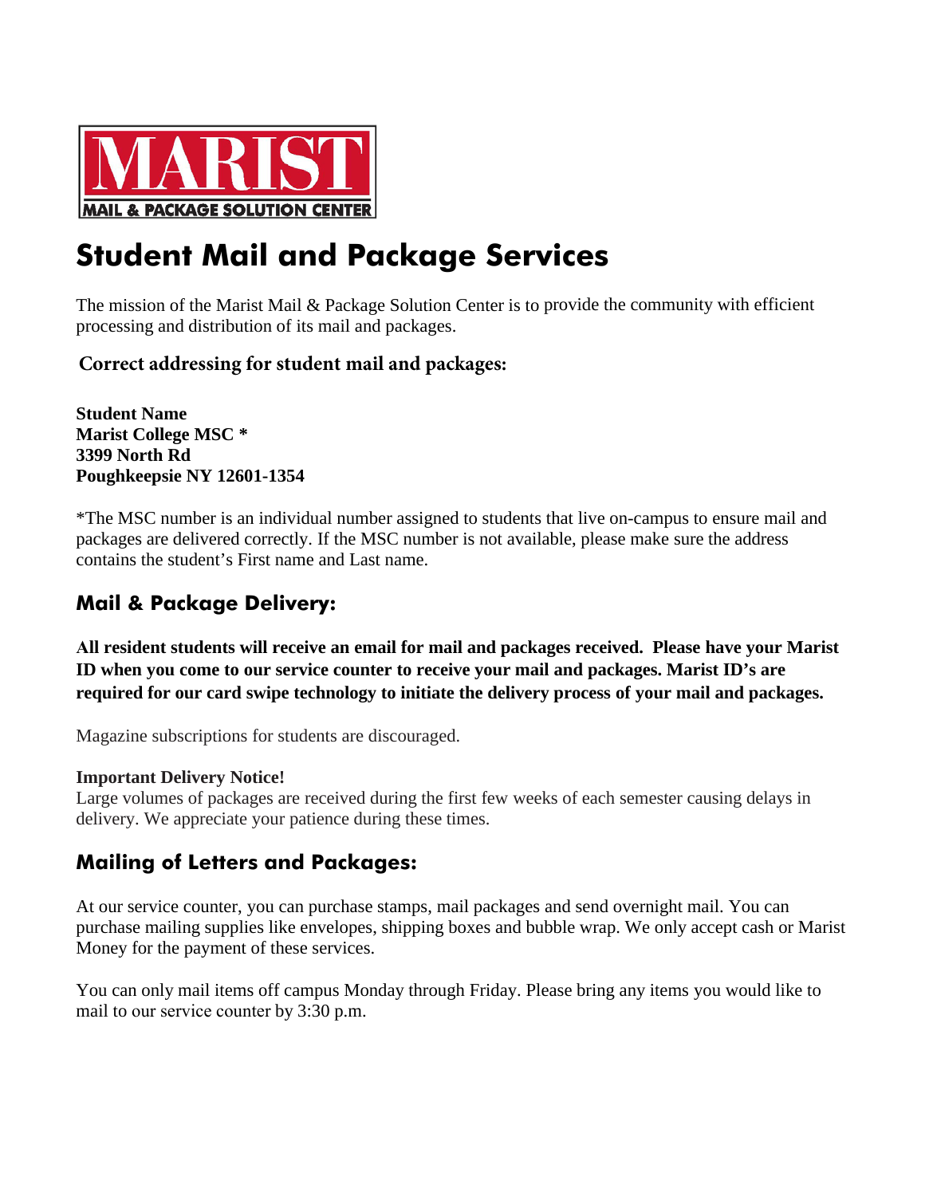**MARIST**

**MAIL & PACKAGE SOLUTION CENTER**

# Student Mail and Package Services

The mission of the Marist Mail & Package Solution Center is to provide the community with efficient processing and distribution of its mail and packages.

### Correct addressing for student mail and packages:

**Student Name**
**Marist College MSC ***
**3399 North Rd**
**Poughkeepsie NY 12601-1354**

*The MSC number is an individual number assigned to students that live on-campus to ensure mail and packages are delivered correctly. If the MSC number is not available, please make sure the address contains the student's First name and Last name.

## Mail & Package Delivery:

**All resident students will receive an email for mail and packages received. Please have your Marist ID when you come to our service counter to receive your mail and packages. Marist ID's are required for our card swipe technology to initiate the delivery process of your mail and packages.**

Magazine subscriptions for students are discouraged.

**Important Delivery Notice!**
Large volumes of packages are received during the first few weeks of each semester causing delays in delivery. We appreciate your patience during these times.

## Mailing of Letters and Packages:

At our service counter, you can purchase stamps, mail packages and send overnight mail. You can purchase mailing supplies like envelopes, shipping boxes and bubble wrap. We only accept cash or Marist Money for the payment of these services.

You can only mail items off campus Monday through Friday. Please bring any items you would like to mail to our service counter by 3:30 p.m.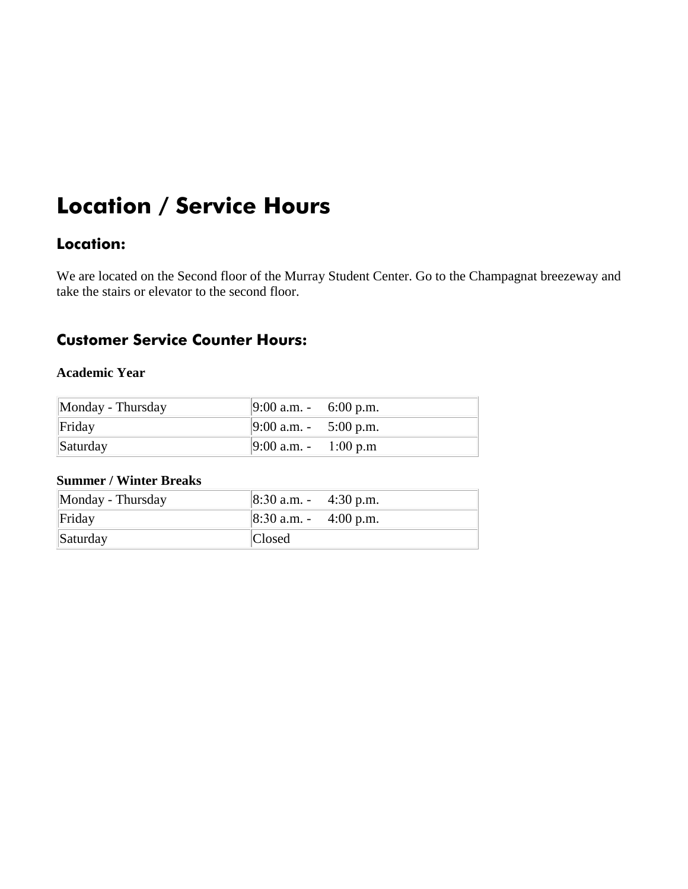# Location / Service Hours

## Location:

We are located on the Second floor of the Murray Student Center. Go to the Champagnat breezeway and take the stairs or elevator to the second floor.

## Customer Service Counter Hours:

**Academic Year**

| | |
|---|---|
| Monday - Thursday | 9:00 a.m. - 6:00 p.m. |
| Friday | 9:00 a.m. - 5:00 p.m. |
| Saturday | 9:00 a.m. - 1:00 p.m |

**Summer / Winter Breaks**

| | |
|---|---|
| Monday - Thursday | 8:30 a.m. - 4:30 p.m. |
| Friday | 8:30 a.m. - 4:00 p.m. |
| Saturday | Closed |